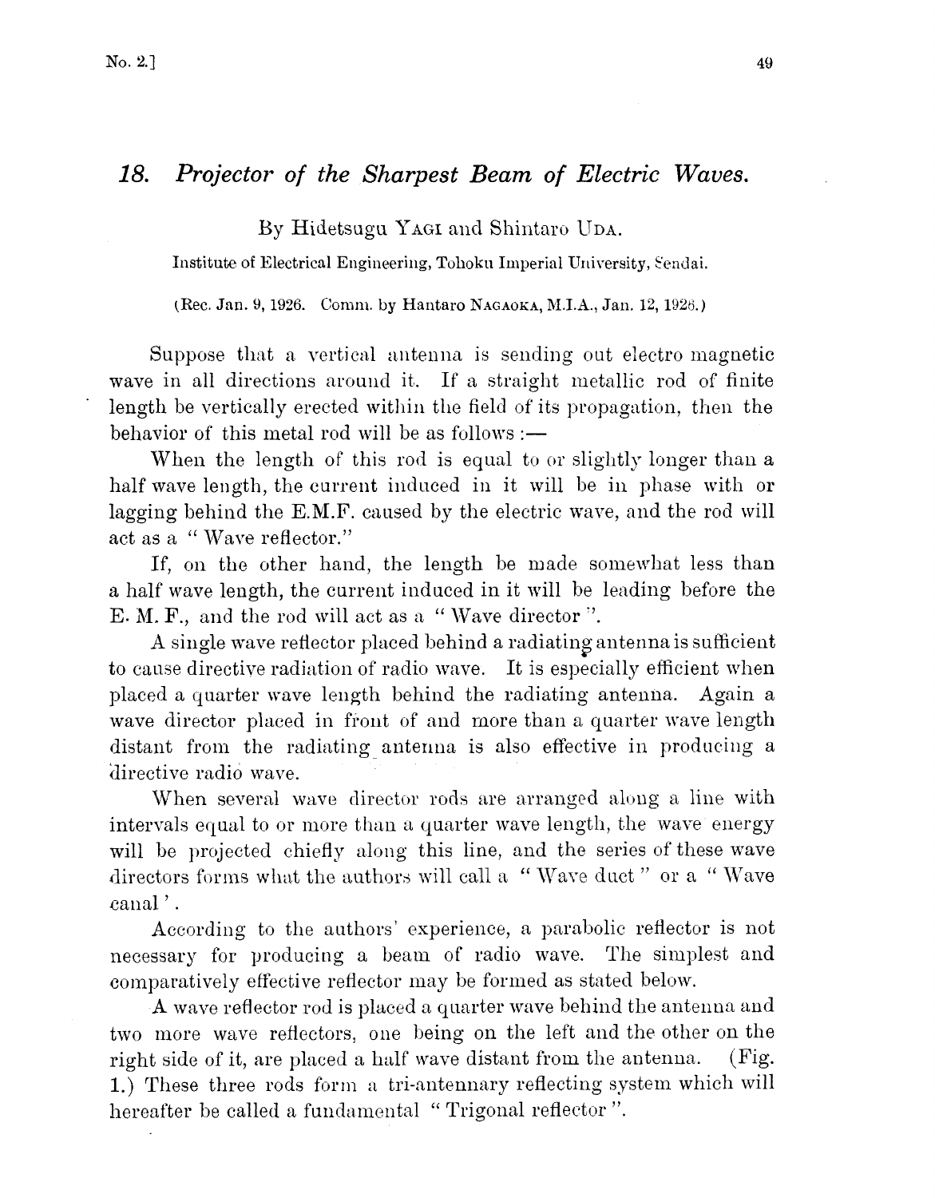# 18. *Projector of the Sharpest Beam of Electric Waves.*

By Hidetsugu YAGI and Shintaro UDA.

Institute of Electrical Engineering, Tohoku Imperial University, Sendai.

(Rec. Jan. 9, 1926. Comm. by Hantaro NAGAOKA, M.I.A., Jan. 12, 1926.)

Suppose that a vertical antenna is sending out electro magnetic wave in all directions around it. If a straight metallic rod of finite length be vertically erected within the field of its propagation, then the behavior of this metal rod will be as follows :—

When the length of this rod is equal to or slightly longer than a half wave length, the current induced in it will be in phase with or lagging behind the E.M.F. caused by the electric wave, and the rod will act as a "Wave reflector."

If, on the other hand, the length be made somewhat less than a half wave length, the current induced in it will be leading before the E. M. F., and the rod will act as a "Wave director".

A single wave reflector placed behind a radiating antenna is sufficient to cause directive radiation of radio wave. It is especially efficient when placed a quarter wave length behind the radiating antenna. Again a wave director placed in front of and more than a quarter wave length distant from the radiating antenna is also effective in producing a directive radio wave.

When several wave director rods are arranged along a line with intervals equal to or more than a quarter wave length, the wave energy will be projected chiefly along this line, and the series of these wave directors forms what the authors will call a "Wave duct" or a "Wave canal'.

According to the authors' experience, a parabolic reflector is not necessary for producing a beam of radio wave. The simplest and comparatively effective reflector may be formed as stated below.

A wave reflector rod is placed a quarter wave behind the antenna and two more wave reflectors, one being on the left and the other on the right side of it, are placed a half wave distant from the antenna. (Fig. 1.) These three rods form a tri-antennary reflecting system which will hereafter be called a fundamental "Trigonal reflector".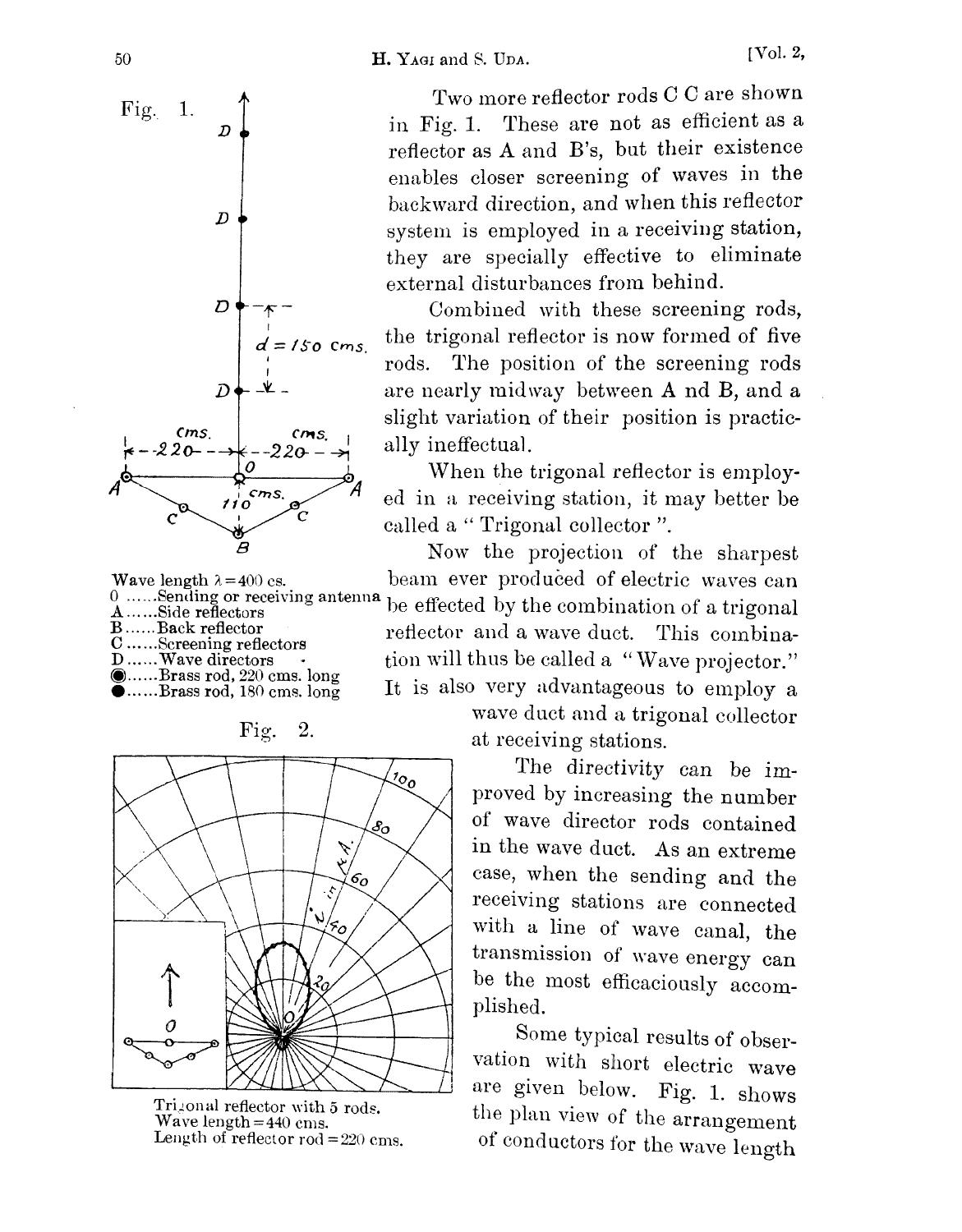Fig. 1.

Wave length $\lambda = 400$ cs.
0 ......Sending or receiving antenna
A ......Side reflectors
B ......Back reflector
C ......Screening reflectors
D ......Wave directors
◉......Brass rod, 220 cms. long
●......Brass rod, 180 cms. long

Fig. 2.

Trigonal reflector with 5 rods.
Wave length = 440 cms.
Length of reflector rod = 220 cms.

Two more reflector rods C C are shown in Fig. 1. These are not as efficient as a reflector as A and B's, but their existence enables closer screening of waves in the backward direction, and when this reflector system is employed in a receiving station, they are specially effective to eliminate external disturbances from behind.

Combined with these screening rods, the trigonal reflector is now formed of five rods. The position of the screening rods are nearly midway between A nd B, and a slight variation of their position is practically ineffectual.

When the trigonal reflector is employed in a receiving station, it may better be called a " Trigonal collector ".

Now the projection of the sharpest beam ever produced of electric waves can be effected by the combination of a trigonal reflector and a wave duct. This combination will thus be called a "Wave projector." It is also very advantageous to employ a wave duct and a trigonal collector at receiving stations.

The directivity can be improved by increasing the number of wave director rods contained in the wave duct. As an extreme case, when the sending and the receiving stations are connected with a line of wave canal, the transmission of wave energy can be the most efficaciously accomplished.

Some typical results of observation with short electric wave are given below. Fig. 1. shows the plan view of the arrangement of conductors for the wave length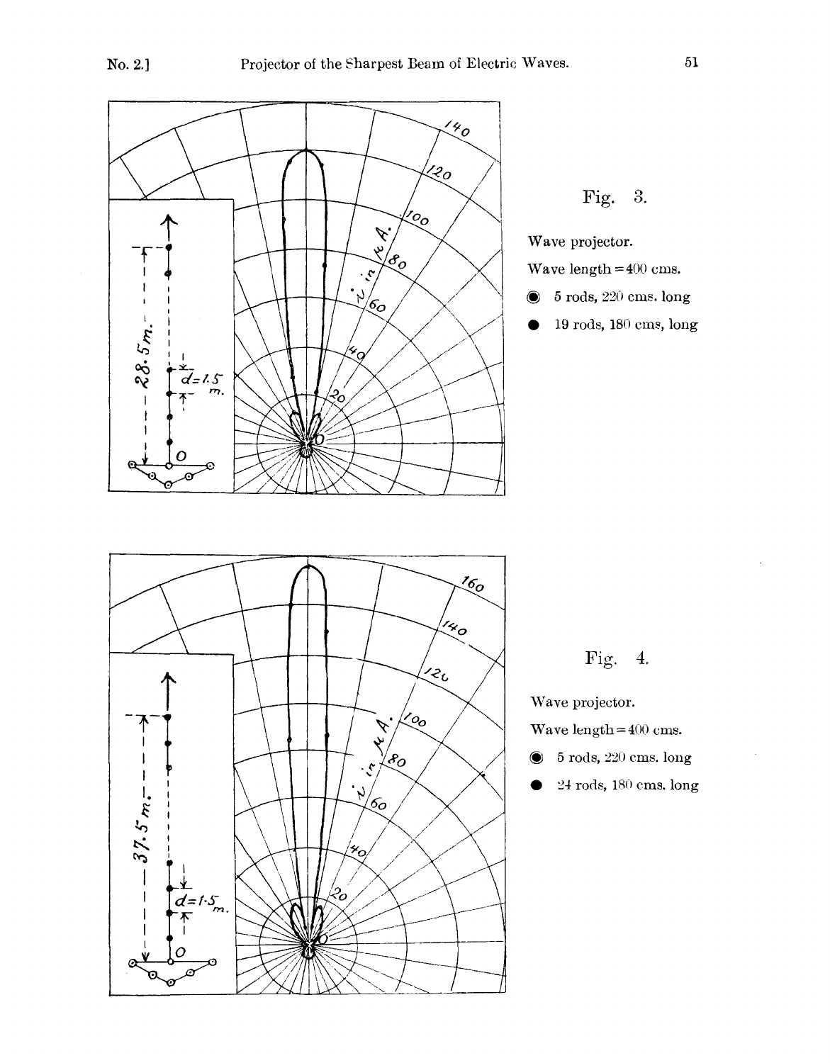Fig. 3.

Wave projector.

Wave length = 400 cms.

◉ 5 rods, 220 cms. long

● 19 rods, 180 cms, long

Fig. 4.

Wave projector.

Wave length = 400 cms.

◉ 5 rods, 220 cms. long

● 24 rods, 180 cms. long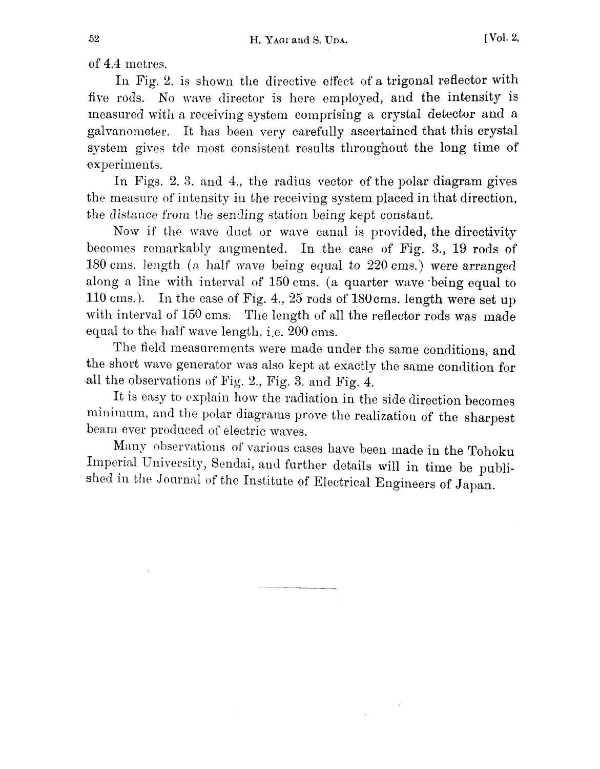of 4.4 metres.

In Fig. 2. is shown the directive effect of a trigonal reflector with five rods. No wave director is here employed, and the intensity is measured with a receiving system comprising a crystal detector and a galvanometer. It has been very carefully ascertained that this crystal system gives tde most consistent results throughout the long time of experiments.

In Figs. 2. 3. and 4., the radius vector of the polar diagram gives the measure of intensity in the receiving system placed in that direction, the distance from the sending station being kept constaut.

Now if the wave duct or wave canal is provided, the directivity becomes remarkably augmented. In the case of Fig. 3., 19 rods of 180 cms. length (a half wave being equal to 220 cms.) were arranged along a line with interval of 150 cms. (a quarter wave being equal to 110 cms.). In the case of Fig. 4., 25 rods of 180 cms. length were set up with interval of 150 cms. The length of all the reflector rods was made equal to the half wave length, i.e. 200 cms.

The field measurements were made under the same conditions, and the short wave generator was also kept at exactly the same condition for all the observations of Fig. 2., Fig. 3. and Fig. 4.

It is easy to explain how the radiation in the side direction becomes minimum, and the polar diagrams prove the realization of the sharpest beam ever produced of electric waves.

Many observations of various cases have been made in the Tohoku Imperial University, Sendai, and further details will in time be published in the Journal of the Institute of Electrical Engineers of Japan.